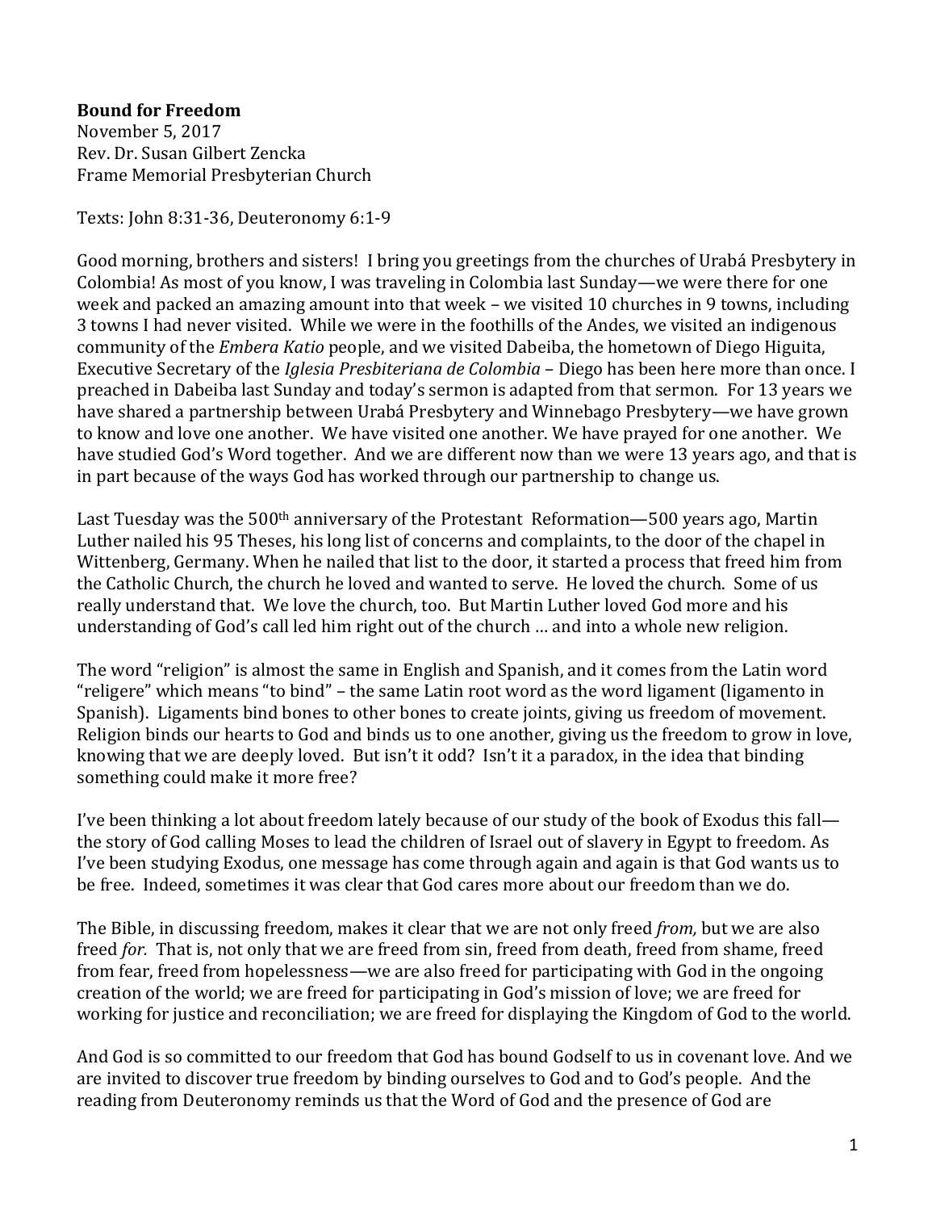**Bound for Freedom**
November 5, 2017
Rev. Dr. Susan Gilbert Zencka
Frame Memorial Presbyterian Church

Texts: John 8:31-36, Deuteronomy 6:1-9

Good morning, brothers and sisters! I bring you greetings from the churches of Urabá Presbytery in Colombia! As most of you know, I was traveling in Colombia last Sunday—we were there for one week and packed an amazing amount into that week – we visited 10 churches in 9 towns, including 3 towns I had never visited. While we were in the foothills of the Andes, we visited an indigenous community of the *Embera Katio* people, and we visited Dabeiba, the hometown of Diego Higuita, Executive Secretary of the *Iglesia Presbiteriana de Colombia* – Diego has been here more than once. I preached in Dabeiba last Sunday and today's sermon is adapted from that sermon. For 13 years we have shared a partnership between Urabá Presbytery and Winnebago Presbytery—we have grown to know and love one another. We have visited one another. We have prayed for one another. We have studied God's Word together. And we are different now than we were 13 years ago, and that is in part because of the ways God has worked through our partnership to change us.

Last Tuesday was the 500th anniversary of the Protestant Reformation—500 years ago, Martin Luther nailed his 95 Theses, his long list of concerns and complaints, to the door of the chapel in Wittenberg, Germany. When he nailed that list to the door, it started a process that freed him from the Catholic Church, the church he loved and wanted to serve. He loved the church. Some of us really understand that. We love the church, too. But Martin Luther loved God more and his understanding of God's call led him right out of the church … and into a whole new religion.

The word "religion" is almost the same in English and Spanish, and it comes from the Latin word "religere" which means "to bind" – the same Latin root word as the word ligament (ligamento in Spanish). Ligaments bind bones to other bones to create joints, giving us freedom of movement. Religion binds our hearts to God and binds us to one another, giving us the freedom to grow in love, knowing that we are deeply loved. But isn't it odd? Isn't it a paradox, in the idea that binding something could make it more free?

I've been thinking a lot about freedom lately because of our study of the book of Exodus this fall—the story of God calling Moses to lead the children of Israel out of slavery in Egypt to freedom. As I've been studying Exodus, one message has come through again and again is that God wants us to be free. Indeed, sometimes it was clear that God cares more about our freedom than we do.

The Bible, in discussing freedom, makes it clear that we are not only freed *from,* but we are also freed *for.* That is, not only that we are freed from sin, freed from death, freed from shame, freed from fear, freed from hopelessness—we are also freed for participating with God in the ongoing creation of the world; we are freed for participating in God's mission of love; we are freed for working for justice and reconciliation; we are freed for displaying the Kingdom of God to the world.

And God is so committed to our freedom that God has bound Godself to us in covenant love. And we are invited to discover true freedom by binding ourselves to God and to God's people. And the reading from Deuteronomy reminds us that the Word of God and the presence of God are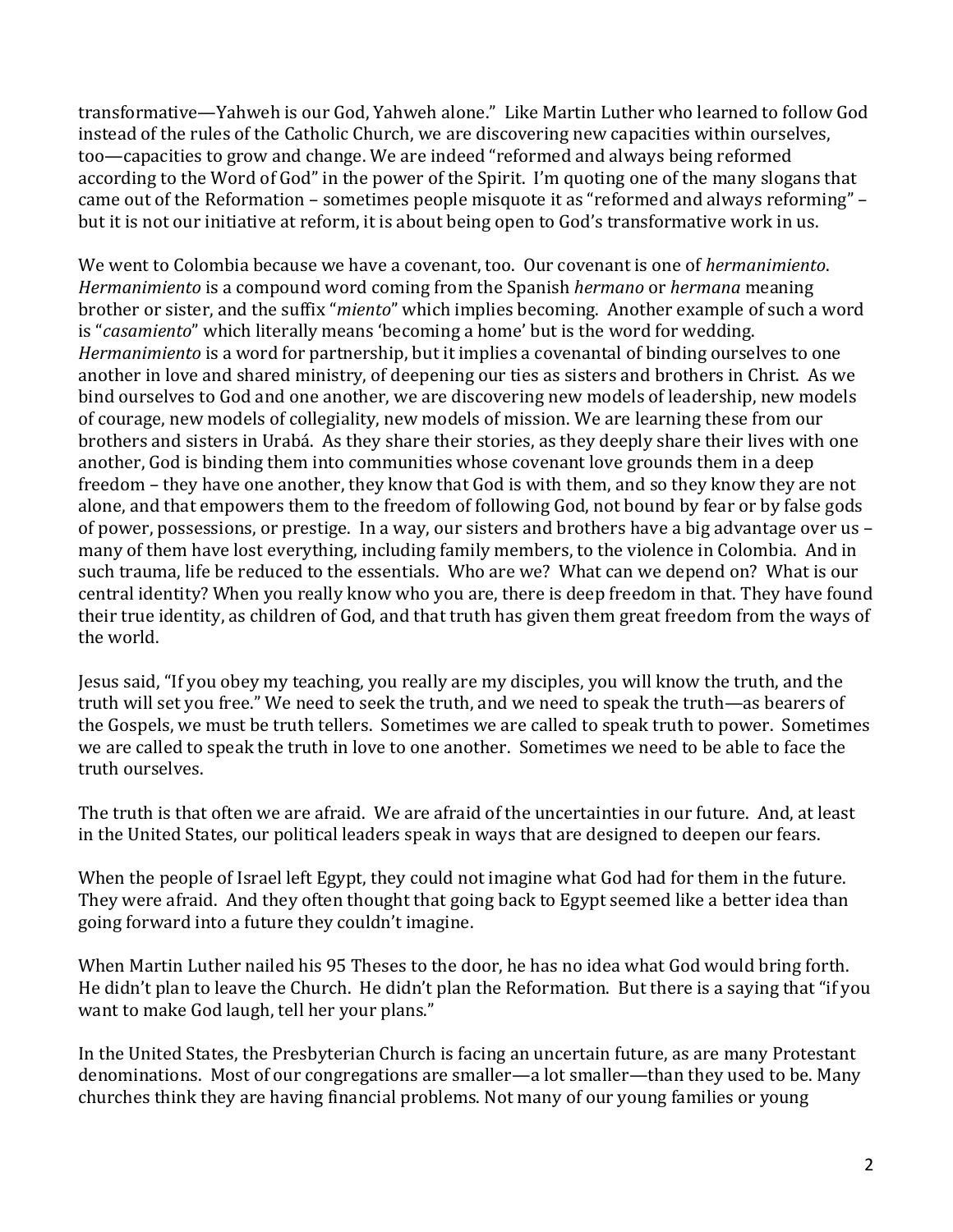transformative—Yahweh is our God, Yahweh alone." Like Martin Luther who learned to follow God instead of the rules of the Catholic Church, we are discovering new capacities within ourselves, too—capacities to grow and change. We are indeed "reformed and always being reformed according to the Word of God" in the power of the Spirit. I'm quoting one of the many slogans that came out of the Reformation – sometimes people misquote it as "reformed and always reforming" – but it is not our initiative at reform, it is about being open to God's transformative work in us.

We went to Colombia because we have a covenant, too. Our covenant is one of *hermanimiento*. *Hermanimiento* is a compound word coming from the Spanish *hermano* or *hermana* meaning brother or sister, and the suffix "*miento*" which implies becoming. Another example of such a word is "*casamiento*" which literally means 'becoming a home' but is the word for wedding. *Hermanimiento* is a word for partnership, but it implies a covenantal of binding ourselves to one another in love and shared ministry, of deepening our ties as sisters and brothers in Christ. As we bind ourselves to God and one another, we are discovering new models of leadership, new models of courage, new models of collegiality, new models of mission. We are learning these from our brothers and sisters in Urabá. As they share their stories, as they deeply share their lives with one another, God is binding them into communities whose covenant love grounds them in a deep freedom – they have one another, they know that God is with them, and so they know they are not alone, and that empowers them to the freedom of following God, not bound by fear or by false gods of power, possessions, or prestige. In a way, our sisters and brothers have a big advantage over us – many of them have lost everything, including family members, to the violence in Colombia. And in such trauma, life be reduced to the essentials. Who are we? What can we depend on? What is our central identity? When you really know who you are, there is deep freedom in that. They have found their true identity, as children of God, and that truth has given them great freedom from the ways of the world.

Jesus said, "If you obey my teaching, you really are my disciples, you will know the truth, and the truth will set you free." We need to seek the truth, and we need to speak the truth—as bearers of the Gospels, we must be truth tellers. Sometimes we are called to speak truth to power. Sometimes we are called to speak the truth in love to one another. Sometimes we need to be able to face the truth ourselves.

The truth is that often we are afraid. We are afraid of the uncertainties in our future. And, at least in the United States, our political leaders speak in ways that are designed to deepen our fears.

When the people of Israel left Egypt, they could not imagine what God had for them in the future. They were afraid. And they often thought that going back to Egypt seemed like a better idea than going forward into a future they couldn't imagine.

When Martin Luther nailed his 95 Theses to the door, he has no idea what God would bring forth. He didn't plan to leave the Church. He didn't plan the Reformation. But there is a saying that "if you want to make God laugh, tell her your plans."

In the United States, the Presbyterian Church is facing an uncertain future, as are many Protestant denominations. Most of our congregations are smaller—a lot smaller—than they used to be. Many churches think they are having financial problems. Not many of our young families or young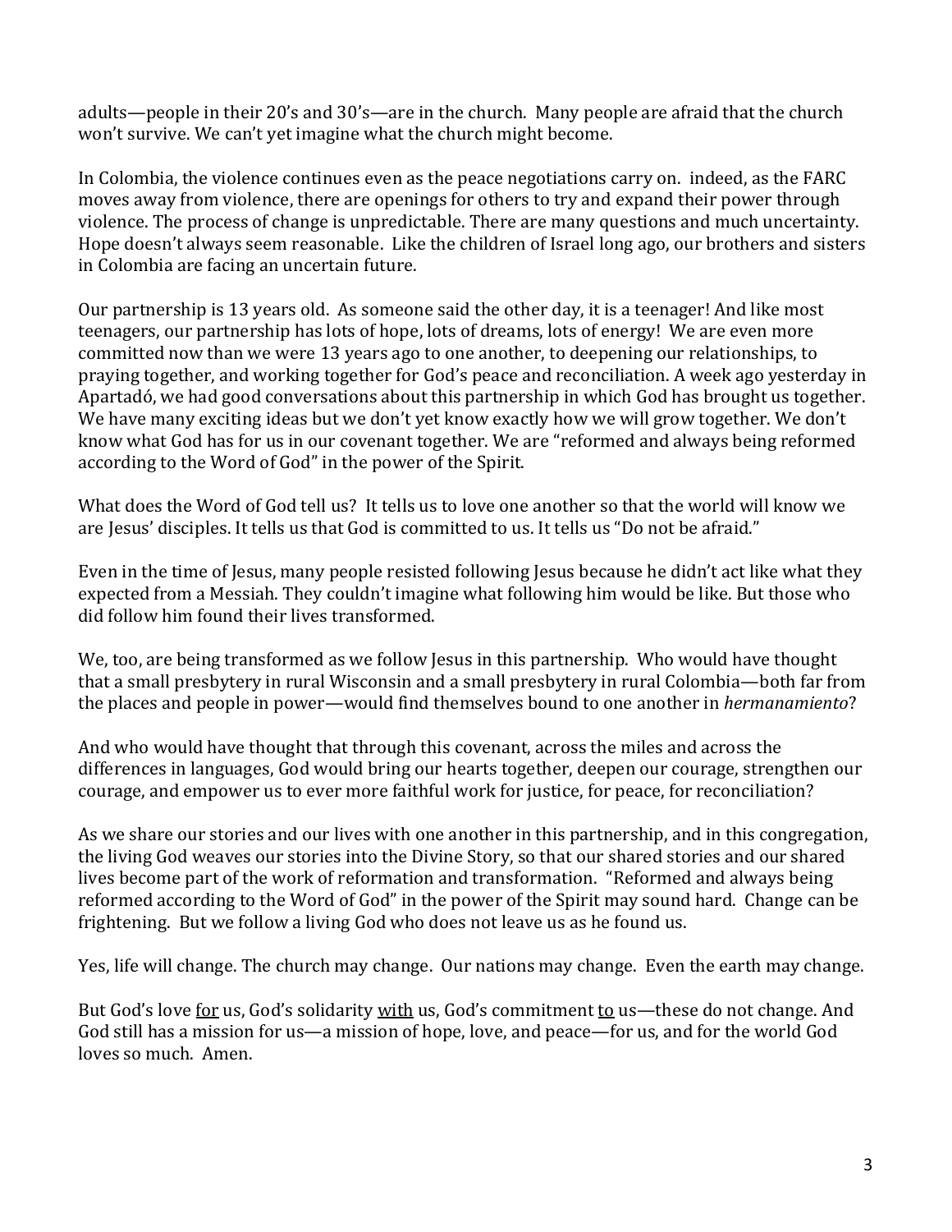adults—people in their 20's and 30's—are in the church. Many people are afraid that the church won't survive. We can't yet imagine what the church might become.

In Colombia, the violence continues even as the peace negotiations carry on. indeed, as the FARC moves away from violence, there are openings for others to try and expand their power through violence. The process of change is unpredictable. There are many questions and much uncertainty. Hope doesn't always seem reasonable. Like the children of Israel long ago, our brothers and sisters in Colombia are facing an uncertain future.

Our partnership is 13 years old. As someone said the other day, it is a teenager! And like most teenagers, our partnership has lots of hope, lots of dreams, lots of energy! We are even more committed now than we were 13 years ago to one another, to deepening our relationships, to praying together, and working together for God's peace and reconciliation. A week ago yesterday in Apartadó, we had good conversations about this partnership in which God has brought us together. We have many exciting ideas but we don't yet know exactly how we will grow together. We don't know what God has for us in our covenant together. We are "reformed and always being reformed according to the Word of God" in the power of the Spirit.

What does the Word of God tell us? It tells us to love one another so that the world will know we are Jesus' disciples. It tells us that God is committed to us. It tells us "Do not be afraid."

Even in the time of Jesus, many people resisted following Jesus because he didn't act like what they expected from a Messiah. They couldn't imagine what following him would be like. But those who did follow him found their lives transformed.

We, too, are being transformed as we follow Jesus in this partnership. Who would have thought that a small presbytery in rural Wisconsin and a small presbytery in rural Colombia—both far from the places and people in power—would find themselves bound to one another in *hermanamiento*?

And who would have thought that through this covenant, across the miles and across the differences in languages, God would bring our hearts together, deepen our courage, strengthen our courage, and empower us to ever more faithful work for justice, for peace, for reconciliation?

As we share our stories and our lives with one another in this partnership, and in this congregation, the living God weaves our stories into the Divine Story, so that our shared stories and our shared lives become part of the work of reformation and transformation. "Reformed and always being reformed according to the Word of God" in the power of the Spirit may sound hard. Change can be frightening. But we follow a living God who does not leave us as he found us.

Yes, life will change. The church may change. Our nations may change. Even the earth may change.

But God's love <u>for</u> us, God's solidarity <u>with</u> us, God's commitment <u>to</u> us—these do not change. And God still has a mission for us—a mission of hope, love, and peace—for us, and for the world God loves so much. Amen.